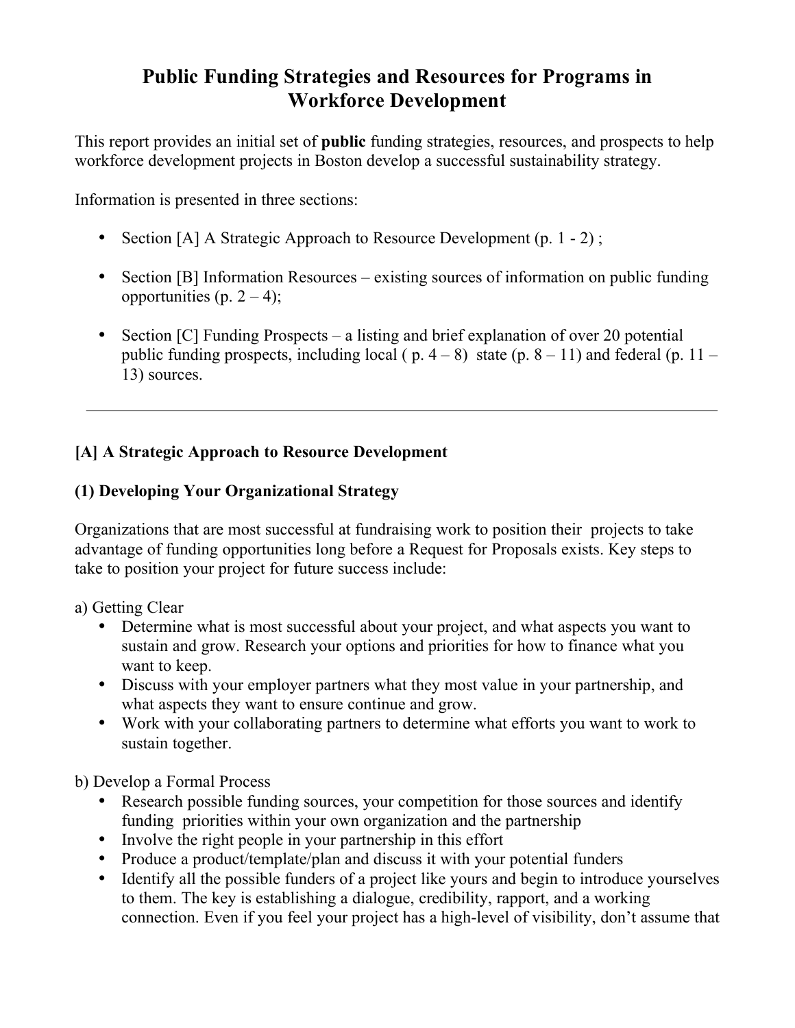# Public Funding Strategies and Resources for Programs in Workforce Development

This report provides an initial set of **public** funding strategies, resources, and prospects to help workforce development projects in Boston develop a successful sustainability strategy.

Information is presented in three sections:

- Section [A] A Strategic Approach to Resource Development (p. 1 - 2) ;
- Section [B] Information Resources – existing sources of information on public funding opportunities (p. 2 – 4);
- Section [C] Funding Prospects – a listing and brief explanation of over 20 potential public funding prospects, including local ( p. 4 – 8) state (p. 8 – 11) and federal (p. 11 – 13) sources.

---

## [A] A Strategic Approach to Resource Development

### (1) Developing Your Organizational Strategy

Organizations that are most successful at fundraising work to position their projects to take advantage of funding opportunities long before a Request for Proposals exists. Key steps to take to position your project for future success include:

a) Getting Clear

- Determine what is most successful about your project, and what aspects you want to sustain and grow. Research your options and priorities for how to finance what you want to keep.
- Discuss with your employer partners what they most value in your partnership, and what aspects they want to ensure continue and grow.
- Work with your collaborating partners to determine what efforts you want to work to sustain together.

b) Develop a Formal Process

- Research possible funding sources, your competition for those sources and identify funding priorities within your own organization and the partnership
- Involve the right people in your partnership in this effort
- Produce a product/template/plan and discuss it with your potential funders
- Identify all the possible funders of a project like yours and begin to introduce yourselves to them. The key is establishing a dialogue, credibility, rapport, and a working connection. Even if you feel your project has a high-level of visibility, don't assume that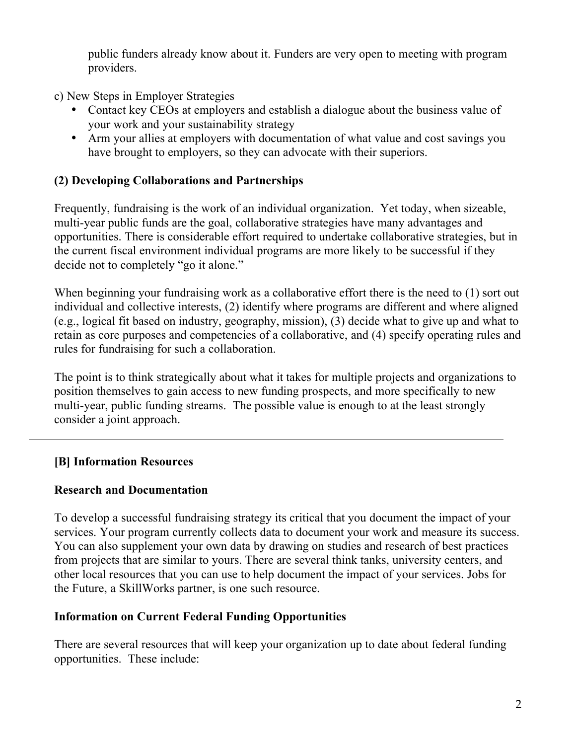public funders already know about it. Funders are very open to meeting with program providers.

c) New Steps in Employer Strategies

- Contact key CEOs at employers and establish a dialogue about the business value of your work and your sustainability strategy
- Arm your allies at employers with documentation of what value and cost savings you have brought to employers, so they can advocate with their superiors.

**(2) Developing Collaborations and Partnerships**

Frequently, fundraising is the work of an individual organization. Yet today, when sizeable, multi-year public funds are the goal, collaborative strategies have many advantages and opportunities. There is considerable effort required to undertake collaborative strategies, but in the current fiscal environment individual programs are more likely to be successful if they decide not to completely "go it alone."

When beginning your fundraising work as a collaborative effort there is the need to (1) sort out individual and collective interests, (2) identify where programs are different and where aligned (e.g., logical fit based on industry, geography, mission), (3) decide what to give up and what to retain as core purposes and competencies of a collaborative, and (4) specify operating rules and rules for fundraising for such a collaboration.

The point is to think strategically about what it takes for multiple projects and organizations to position themselves to gain access to new funding prospects, and more specifically to new multi-year, public funding streams. The possible value is enough to at the least strongly consider a joint approach.

---

## [B] Information Resources

### Research and Documentation

To develop a successful fundraising strategy its critical that you document the impact of your services. Your program currently collects data to document your work and measure its success. You can also supplement your own data by drawing on studies and research of best practices from projects that are similar to yours. There are several think tanks, university centers, and other local resources that you can use to help document the impact of your services. Jobs for the Future, a SkillWorks partner, is one such resource.

### Information on Current Federal Funding Opportunities

There are several resources that will keep your organization up to date about federal funding opportunities. These include: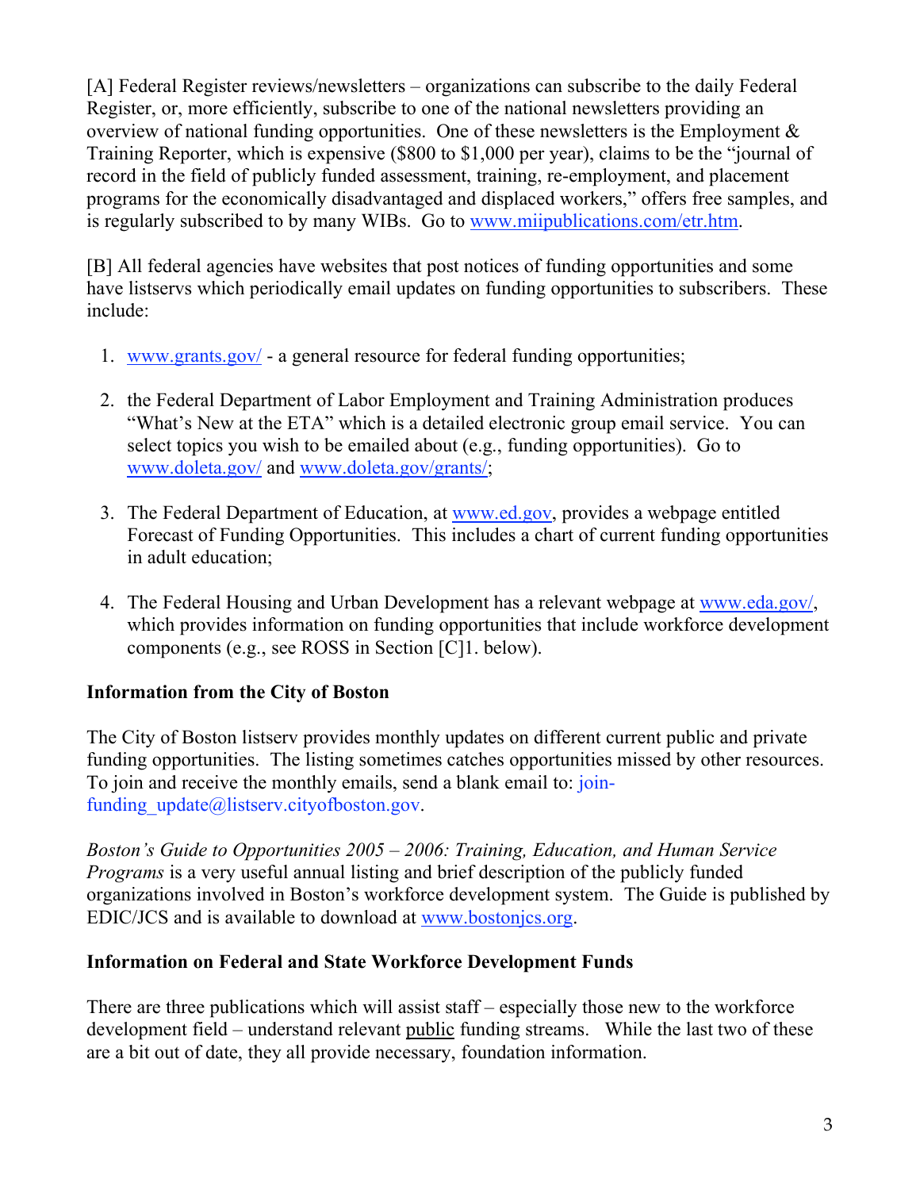[A] Federal Register reviews/newsletters – organizations can subscribe to the daily Federal Register, or, more efficiently, subscribe to one of the national newsletters providing an overview of national funding opportunities. One of these newsletters is the Employment & Training Reporter, which is expensive ($800 to $1,000 per year), claims to be the "journal of record in the field of publicly funded assessment, training, re-employment, and placement programs for the economically disadvantaged and displaced workers," offers free samples, and is regularly subscribed to by many WIBs. Go to www.miipublications.com/etr.htm.

[B] All federal agencies have websites that post notices of funding opportunities and some have listservs which periodically email updates on funding opportunities to subscribers. These include:

1. www.grants.gov/ - a general resource for federal funding opportunities;

2. the Federal Department of Labor Employment and Training Administration produces "What's New at the ETA" which is a detailed electronic group email service. You can select topics you wish to be emailed about (e.g., funding opportunities). Go to www.doleta.gov/ and www.doleta.gov/grants/;

3. The Federal Department of Education, at www.ed.gov, provides a webpage entitled Forecast of Funding Opportunities. This includes a chart of current funding opportunities in adult education;

4. The Federal Housing and Urban Development has a relevant webpage at www.eda.gov/, which provides information on funding opportunities that include workforce development components (e.g., see ROSS in Section [C]1. below).

**Information from the City of Boston**

The City of Boston listserv provides monthly updates on different current public and private funding opportunities. The listing sometimes catches opportunities missed by other resources. To join and receive the monthly emails, send a blank email to: join-funding_update@listserv.cityofboston.gov.

*Boston's Guide to Opportunities 2005 – 2006: Training, Education, and Human Service Programs* is a very useful annual listing and brief description of the publicly funded organizations involved in Boston's workforce development system. The Guide is published by EDIC/JCS and is available to download at www.bostonjcs.org.

**Information on Federal and State Workforce Development Funds**

There are three publications which will assist staff – especially those new to the workforce development field – understand relevant public funding streams. While the last two of these are a bit out of date, they all provide necessary, foundation information.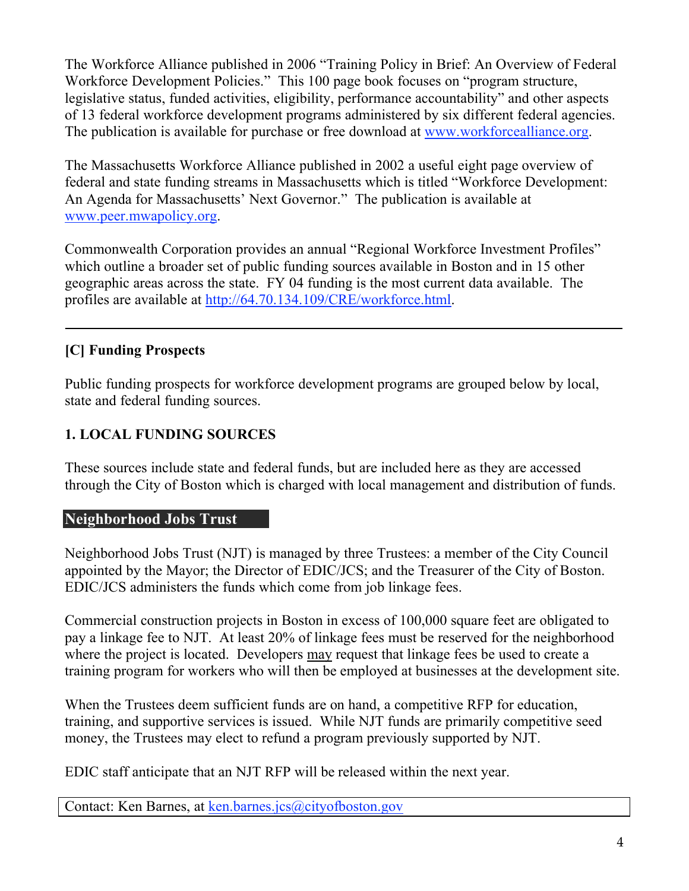The Workforce Alliance published in 2006 "Training Policy in Brief: An Overview of Federal Workforce Development Policies." This 100 page book focuses on "program structure, legislative status, funded activities, eligibility, performance accountability" and other aspects of 13 federal workforce development programs administered by six different federal agencies. The publication is available for purchase or free download at www.workforcealliance.org.

The Massachusetts Workforce Alliance published in 2002 a useful eight page overview of federal and state funding streams in Massachusetts which is titled "Workforce Development: An Agenda for Massachusetts' Next Governor." The publication is available at www.peer.mwapolicy.org.

Commonwealth Corporation provides an annual "Regional Workforce Investment Profiles" which outline a broader set of public funding sources available in Boston and in 15 other geographic areas across the state. FY 04 funding is the most current data available. The profiles are available at http://64.70.134.109/CRE/workforce.html.

---

## [C] Funding Prospects

Public funding prospects for workforce development programs are grouped below by local, state and federal funding sources.

### 1. LOCAL FUNDING SOURCES

These sources include state and federal funds, but are included here as they are accessed through the City of Boston which is charged with local management and distribution of funds.

#### Neighborhood Jobs Trust

Neighborhood Jobs Trust (NJT) is managed by three Trustees: a member of the City Council appointed by the Mayor; the Director of EDIC/JCS; and the Treasurer of the City of Boston. EDIC/JCS administers the funds which come from job linkage fees.

Commercial construction projects in Boston in excess of 100,000 square feet are obligated to pay a linkage fee to NJT. At least 20% of linkage fees must be reserved for the neighborhood where the project is located. Developers may request that linkage fees be used to create a training program for workers who will then be employed at businesses at the development site.

When the Trustees deem sufficient funds are on hand, a competitive RFP for education, training, and supportive services is issued. While NJT funds are primarily competitive seed money, the Trustees may elect to refund a program previously supported by NJT.

EDIC staff anticipate that an NJT RFP will be released within the next year.

Contact: Ken Barnes, at ken.barnes.jcs@cityofboston.gov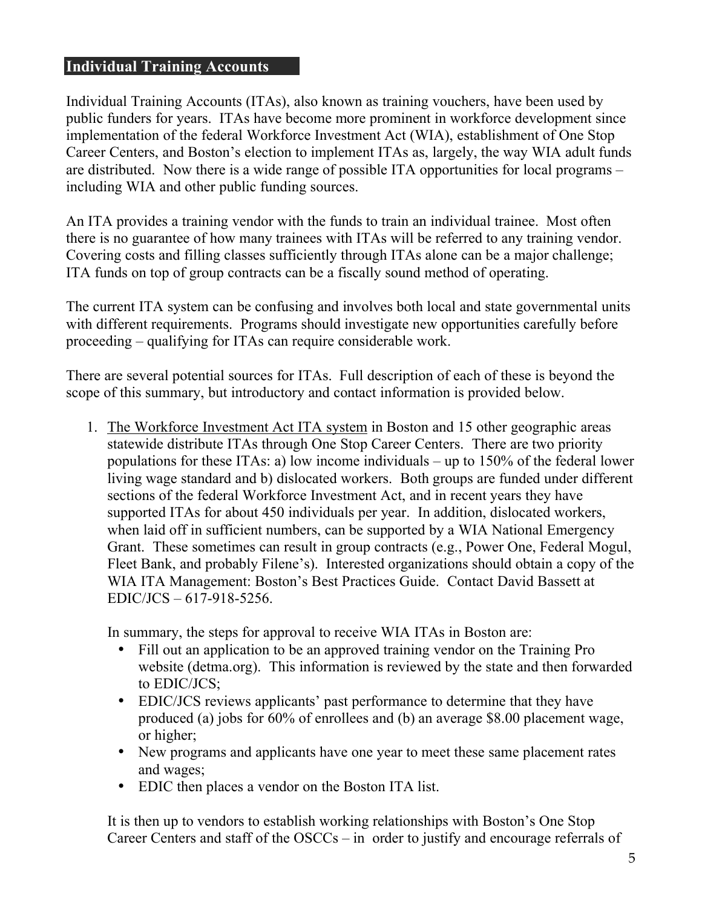## Individual Training Accounts

Individual Training Accounts (ITAs), also known as training vouchers, have been used by public funders for years. ITAs have become more prominent in workforce development since implementation of the federal Workforce Investment Act (WIA), establishment of One Stop Career Centers, and Boston's election to implement ITAs as, largely, the way WIA adult funds are distributed. Now there is a wide range of possible ITA opportunities for local programs – including WIA and other public funding sources.

An ITA provides a training vendor with the funds to train an individual trainee. Most often there is no guarantee of how many trainees with ITAs will be referred to any training vendor. Covering costs and filling classes sufficiently through ITAs alone can be a major challenge; ITA funds on top of group contracts can be a fiscally sound method of operating.

The current ITA system can be confusing and involves both local and state governmental units with different requirements. Programs should investigate new opportunities carefully before proceeding – qualifying for ITAs can require considerable work.

There are several potential sources for ITAs. Full description of each of these is beyond the scope of this summary, but introductory and contact information is provided below.

1. The Workforce Investment Act ITA system in Boston and 15 other geographic areas statewide distribute ITAs through One Stop Career Centers. There are two priority populations for these ITAs: a) low income individuals – up to 150% of the federal lower living wage standard and b) dislocated workers. Both groups are funded under different sections of the federal Workforce Investment Act, and in recent years they have supported ITAs for about 450 individuals per year. In addition, dislocated workers, when laid off in sufficient numbers, can be supported by a WIA National Emergency Grant. These sometimes can result in group contracts (e.g., Power One, Federal Mogul, Fleet Bank, and probably Filene's). Interested organizations should obtain a copy of the WIA ITA Management: Boston's Best Practices Guide. Contact David Bassett at EDIC/JCS – 617-918-5256.

   In summary, the steps for approval to receive WIA ITAs in Boston are:

   - Fill out an application to be an approved training vendor on the Training Pro website (detma.org). This information is reviewed by the state and then forwarded to EDIC/JCS;
   - EDIC/JCS reviews applicants' past performance to determine that they have produced (a) jobs for 60% of enrollees and (b) an average $8.00 placement wage, or higher;
   - New programs and applicants have one year to meet these same placement rates and wages;
   - EDIC then places a vendor on the Boston ITA list.

   It is then up to vendors to establish working relationships with Boston's One Stop Career Centers and staff of the OSCCs – in order to justify and encourage referrals of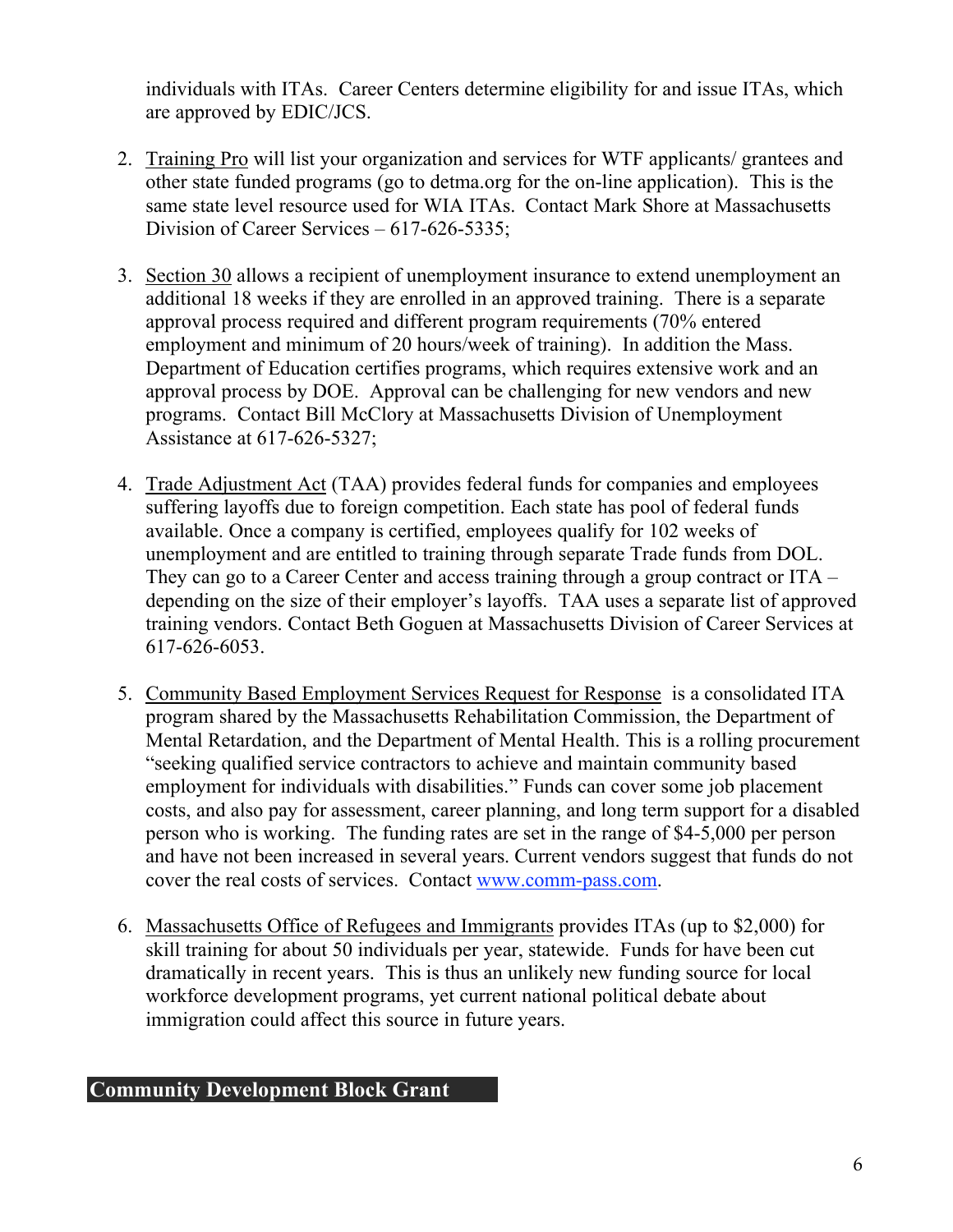individuals with ITAs. Career Centers determine eligibility for and issue ITAs, which are approved by EDIC/JCS.

2. Training Pro will list your organization and services for WTF applicants/ grantees and other state funded programs (go to detma.org for the on-line application). This is the same state level resource used for WIA ITAs. Contact Mark Shore at Massachusetts Division of Career Services – 617-626-5335;

3. Section 30 allows a recipient of unemployment insurance to extend unemployment an additional 18 weeks if they are enrolled in an approved training. There is a separate approval process required and different program requirements (70% entered employment and minimum of 20 hours/week of training). In addition the Mass. Department of Education certifies programs, which requires extensive work and an approval process by DOE. Approval can be challenging for new vendors and new programs. Contact Bill McClory at Massachusetts Division of Unemployment Assistance at 617-626-5327;

4. Trade Adjustment Act (TAA) provides federal funds for companies and employees suffering layoffs due to foreign competition. Each state has pool of federal funds available. Once a company is certified, employees qualify for 102 weeks of unemployment and are entitled to training through separate Trade funds from DOL. They can go to a Career Center and access training through a group contract or ITA – depending on the size of their employer's layoffs. TAA uses a separate list of approved training vendors. Contact Beth Goguen at Massachusetts Division of Career Services at 617-626-6053.

5. Community Based Employment Services Request for Response is a consolidated ITA program shared by the Massachusetts Rehabilitation Commission, the Department of Mental Retardation, and the Department of Mental Health. This is a rolling procurement "seeking qualified service contractors to achieve and maintain community based employment for individuals with disabilities." Funds can cover some job placement costs, and also pay for assessment, career planning, and long term support for a disabled person who is working. The funding rates are set in the range of $4-5,000 per person and have not been increased in several years. Current vendors suggest that funds do not cover the real costs of services. Contact www.comm-pass.com.

6. Massachusetts Office of Refugees and Immigrants provides ITAs (up to $2,000) for skill training for about 50 individuals per year, statewide. Funds for have been cut dramatically in recent years. This is thus an unlikely new funding source for local workforce development programs, yet current national political debate about immigration could affect this source in future years.

## Community Development Block Grant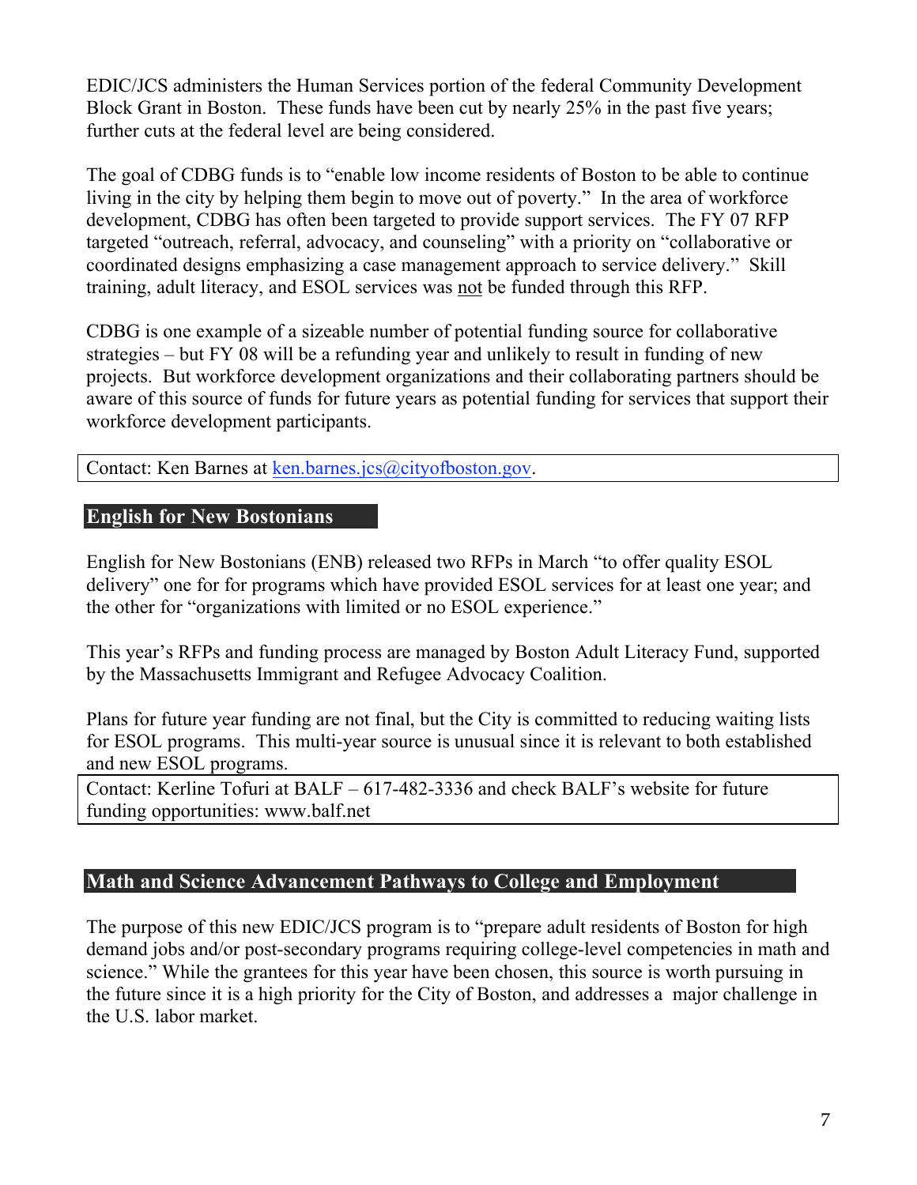EDIC/JCS administers the Human Services portion of the federal Community Development Block Grant in Boston. These funds have been cut by nearly 25% in the past five years; further cuts at the federal level are being considered.

The goal of CDBG funds is to "enable low income residents of Boston to be able to continue living in the city by helping them begin to move out of poverty." In the area of workforce development, CDBG has often been targeted to provide support services. The FY 07 RFP targeted "outreach, referral, advocacy, and counseling" with a priority on "collaborative or coordinated designs emphasizing a case management approach to service delivery." Skill training, adult literacy, and ESOL services was not be funded through this RFP.

CDBG is one example of a sizeable number of potential funding source for collaborative strategies – but FY 08 will be a refunding year and unlikely to result in funding of new projects. But workforce development organizations and their collaborating partners should be aware of this source of funds for future years as potential funding for services that support their workforce development participants.

Contact: Ken Barnes at ken.barnes.jcs@cityofboston.gov.

## English for New Bostonians

English for New Bostonians (ENB) released two RFPs in March "to offer quality ESOL delivery" one for for programs which have provided ESOL services for at least one year; and the other for "organizations with limited or no ESOL experience."

This year's RFPs and funding process are managed by Boston Adult Literacy Fund, supported by the Massachusetts Immigrant and Refugee Advocacy Coalition.

Plans for future year funding are not final, but the City is committed to reducing waiting lists for ESOL programs. This multi-year source is unusual since it is relevant to both established and new ESOL programs.

Contact: Kerline Tofuri at BALF – 617-482-3336 and check BALF's website for future funding opportunities: www.balf.net

## Math and Science Advancement Pathways to College and Employment

The purpose of this new EDIC/JCS program is to "prepare adult residents of Boston for high demand jobs and/or post-secondary programs requiring college-level competencies in math and science." While the grantees for this year have been chosen, this source is worth pursuing in the future since it is a high priority for the City of Boston, and addresses a major challenge in the U.S. labor market.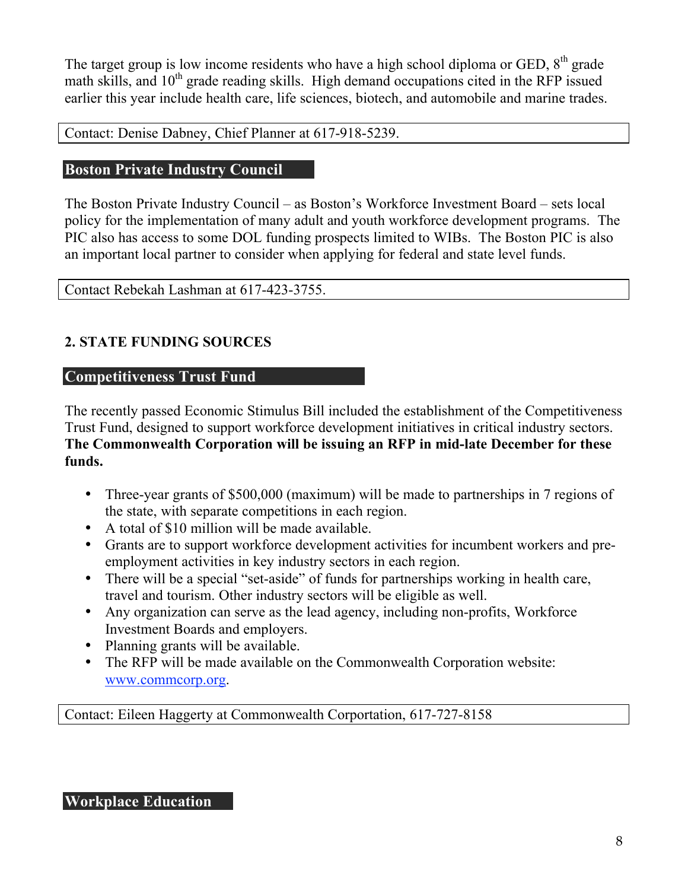The target group is low income residents who have a high school diploma or GED, 8th grade math skills, and 10th grade reading skills. High demand occupations cited in the RFP issued earlier this year include health care, life sciences, biotech, and automobile and marine trades.

Contact: Denise Dabney, Chief Planner at 617-918-5239.

### Boston Private Industry Council

The Boston Private Industry Council – as Boston's Workforce Investment Board – sets local policy for the implementation of many adult and youth workforce development programs. The PIC also has access to some DOL funding prospects limited to WIBs. The Boston PIC is also an important local partner to consider when applying for federal and state level funds.

Contact Rebekah Lashman at 617-423-3755.

## 2. STATE FUNDING SOURCES

### Competitiveness Trust Fund

The recently passed Economic Stimulus Bill included the establishment of the Competitiveness Trust Fund, designed to support workforce development initiatives in critical industry sectors. **The Commonwealth Corporation will be issuing an RFP in mid-late December for these funds.**

- Three-year grants of $500,000 (maximum) will be made to partnerships in 7 regions of the state, with separate competitions in each region.
- A total of $10 million will be made available.
- Grants are to support workforce development activities for incumbent workers and pre-employment activities in key industry sectors in each region.
- There will be a special "set-aside" of funds for partnerships working in health care, travel and tourism. Other industry sectors will be eligible as well.
- Any organization can serve as the lead agency, including non-profits, Workforce Investment Boards and employers.
- Planning grants will be available.
- The RFP will be made available on the Commonwealth Corporation website: www.commcorp.org.

Contact: Eileen Haggerty at Commonwealth Corportation, 617-727-8158

### Workplace Education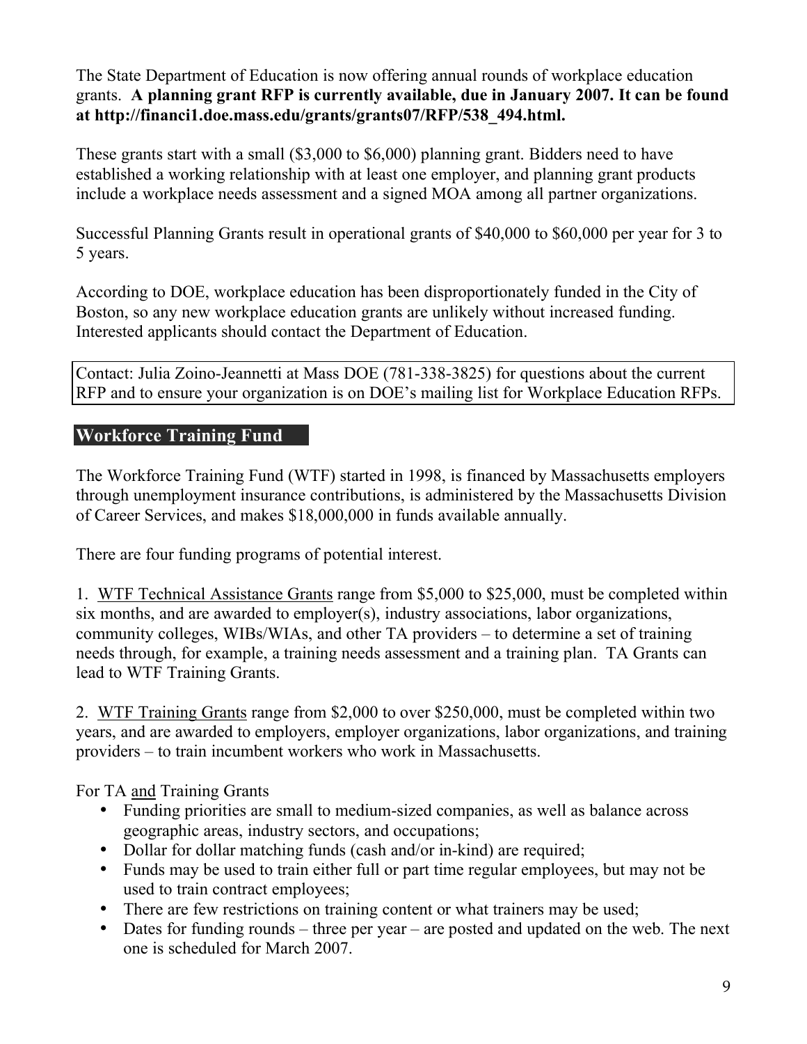The State Department of Education is now offering annual rounds of workplace education grants. **A planning grant RFP is currently available, due in January 2007. It can be found at http://financi1.doe.mass.edu/grants/grants07/RFP/538_494.html.**

These grants start with a small ($3,000 to $6,000) planning grant. Bidders need to have established a working relationship with at least one employer, and planning grant products include a workplace needs assessment and a signed MOA among all partner organizations.

Successful Planning Grants result in operational grants of $40,000 to $60,000 per year for 3 to 5 years.

According to DOE, workplace education has been disproportionately funded in the City of Boston, so any new workplace education grants are unlikely without increased funding. Interested applicants should contact the Department of Education.

Contact: Julia Zoino-Jeannetti at Mass DOE (781-338-3825) for questions about the current RFP and to ensure your organization is on DOE's mailing list for Workplace Education RFPs.

## Workforce Training Fund

The Workforce Training Fund (WTF) started in 1998, is financed by Massachusetts employers through unemployment insurance contributions, is administered by the Massachusetts Division of Career Services, and makes $18,000,000 in funds available annually.

There are four funding programs of potential interest.

1. WTF Technical Assistance Grants range from $5,000 to $25,000, must be completed within six months, and are awarded to employer(s), industry associations, labor organizations, community colleges, WIBs/WIAs, and other TA providers – to determine a set of training needs through, for example, a training needs assessment and a training plan. TA Grants can lead to WTF Training Grants.

2. WTF Training Grants range from $2,000 to over $250,000, must be completed within two years, and are awarded to employers, employer organizations, labor organizations, and training providers – to train incumbent workers who work in Massachusetts.

For TA and Training Grants

- Funding priorities are small to medium-sized companies, as well as balance across geographic areas, industry sectors, and occupations;
- Dollar for dollar matching funds (cash and/or in-kind) are required;
- Funds may be used to train either full or part time regular employees, but may not be used to train contract employees;
- There are few restrictions on training content or what trainers may be used;
- Dates for funding rounds – three per year – are posted and updated on the web. The next one is scheduled for March 2007.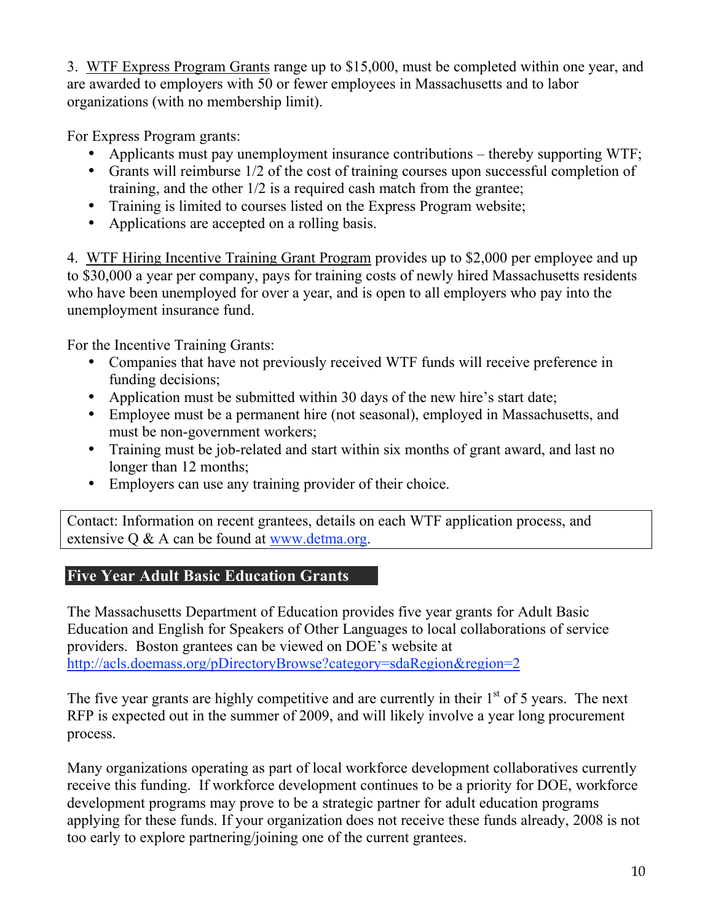3. WTF Express Program Grants range up to $15,000, must be completed within one year, and are awarded to employers with 50 or fewer employees in Massachusetts and to labor organizations (with no membership limit).

For Express Program grants:

- Applicants must pay unemployment insurance contributions – thereby supporting WTF;
- Grants will reimburse 1/2 of the cost of training courses upon successful completion of training, and the other 1/2 is a required cash match from the grantee;
- Training is limited to courses listed on the Express Program website;
- Applications are accepted on a rolling basis.

4. WTF Hiring Incentive Training Grant Program provides up to $2,000 per employee and up to $30,000 a year per company, pays for training costs of newly hired Massachusetts residents who have been unemployed for over a year, and is open to all employers who pay into the unemployment insurance fund.

For the Incentive Training Grants:

- Companies that have not previously received WTF funds will receive preference in funding decisions;
- Application must be submitted within 30 days of the new hire's start date;
- Employee must be a permanent hire (not seasonal), employed in Massachusetts, and must be non-government workers;
- Training must be job-related and start within six months of grant award, and last no longer than 12 months;
- Employers can use any training provider of their choice.

Contact: Information on recent grantees, details on each WTF application process, and extensive Q & A can be found at [www.detma.org](http://www.detma.org).

## Five Year Adult Basic Education Grants

The Massachusetts Department of Education provides five year grants for Adult Basic Education and English for Speakers of Other Languages to local collaborations of service providers. Boston grantees can be viewed on DOE's website at [http://acls.doemass.org/pDirectoryBrowse?category=sdaRegion&region=2](http://acls.doemass.org/pDirectoryBrowse?category=sdaRegion&region=2)

The five year grants are highly competitive and are currently in their 1st of 5 years. The next RFP is expected out in the summer of 2009, and will likely involve a year long procurement process.

Many organizations operating as part of local workforce development collaboratives currently receive this funding. If workforce development continues to be a priority for DOE, workforce development programs may prove to be a strategic partner for adult education programs applying for these funds. If your organization does not receive these funds already, 2008 is not too early to explore partnering/joining one of the current grantees.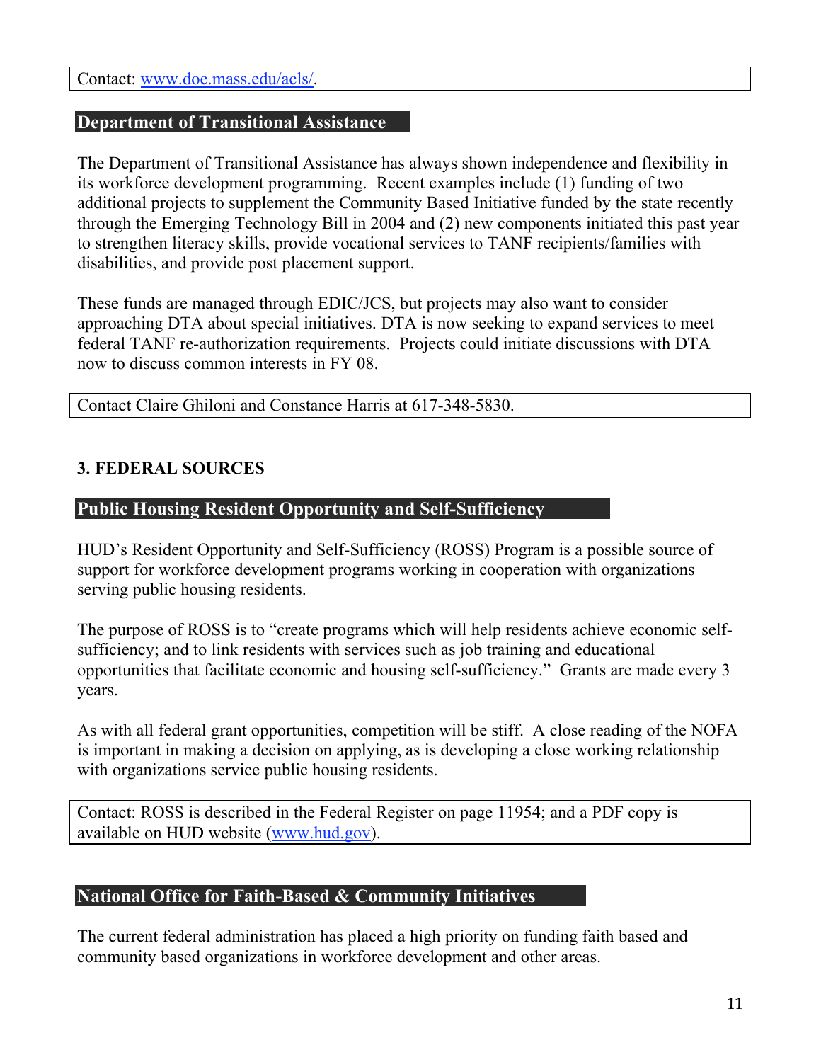Contact: [www.doe.mass.edu/acls/](http://www.doe.mass.edu/acls/).

## Department of Transitional Assistance

The Department of Transitional Assistance has always shown independence and flexibility in its workforce development programming. Recent examples include (1) funding of two additional projects to supplement the Community Based Initiative funded by the state recently through the Emerging Technology Bill in 2004 and (2) new components initiated this past year to strengthen literacy skills, provide vocational services to TANF recipients/families with disabilities, and provide post placement support.

These funds are managed through EDIC/JCS, but projects may also want to consider approaching DTA about special initiatives. DTA is now seeking to expand services to meet federal TANF re-authorization requirements. Projects could initiate discussions with DTA now to discuss common interests in FY 08.

Contact Claire Ghiloni and Constance Harris at 617-348-5830.

# 3. FEDERAL SOURCES

## Public Housing Resident Opportunity and Self-Sufficiency

HUD's Resident Opportunity and Self-Sufficiency (ROSS) Program is a possible source of support for workforce development programs working in cooperation with organizations serving public housing residents.

The purpose of ROSS is to "create programs which will help residents achieve economic self-sufficiency; and to link residents with services such as job training and educational opportunities that facilitate economic and housing self-sufficiency." Grants are made every 3 years.

As with all federal grant opportunities, competition will be stiff. A close reading of the NOFA is important in making a decision on applying, as is developing a close working relationship with organizations service public housing residents.

Contact: ROSS is described in the Federal Register on page 11954; and a PDF copy is available on HUD website ([www.hud.gov](http://www.hud.gov)).

## National Office for Faith-Based & Community Initiatives

The current federal administration has placed a high priority on funding faith based and community based organizations in workforce development and other areas.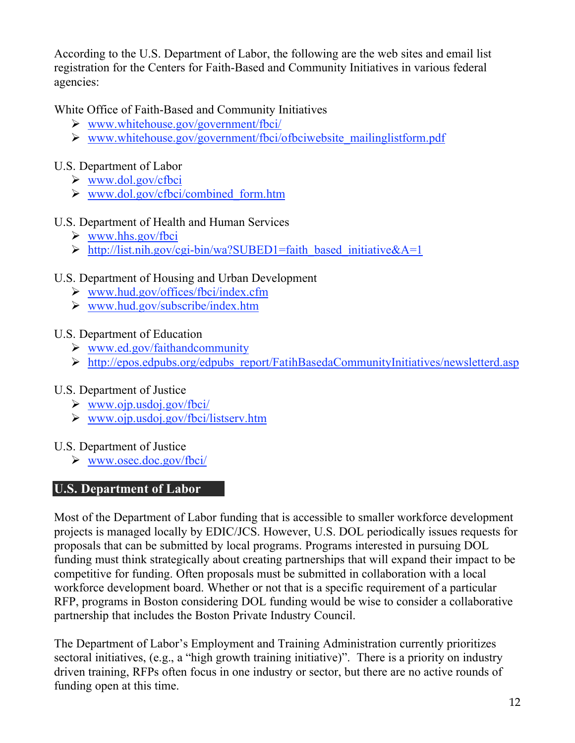According to the U.S. Department of Labor, the following are the web sites and email list registration for the Centers for Faith-Based and Community Initiatives in various federal agencies:

White Office of Faith-Based and Community Initiatives

- www.whitehouse.gov/government/fbci/
- www.whitehouse.gov/government/fbci/ofbciwebsite_mailinglistform.pdf

U.S. Department of Labor

- www.dol.gov/cfbci
- www.dol.gov/cfbci/combined_form.htm

U.S. Department of Health and Human Services

- www.hhs.gov/fbci
- http://list.nih.gov/cgi-bin/wa?SUBED1=faith_based_initiative&A=1

U.S. Department of Housing and Urban Development

- www.hud.gov/offices/fbci/index.cfm
- www.hud.gov/subscribe/index.htm

U.S. Department of Education

- www.ed.gov/faithandcommunity
- http://epos.edpubs.org/edpubs_report/FatihBasedaCommunityInitiatives/newsletterd.asp

U.S. Department of Justice

- www.ojp.usdoj.gov/fbci/
- www.ojp.usdoj.gov/fbci/listserv.htm

U.S. Department of Justice

- www.osec.doc.gov/fbci/

## U.S. Department of Labor

Most of the Department of Labor funding that is accessible to smaller workforce development projects is managed locally by EDIC/JCS. However, U.S. DOL periodically issues requests for proposals that can be submitted by local programs. Programs interested in pursuing DOL funding must think strategically about creating partnerships that will expand their impact to be competitive for funding. Often proposals must be submitted in collaboration with a local workforce development board. Whether or not that is a specific requirement of a particular RFP, programs in Boston considering DOL funding would be wise to consider a collaborative partnership that includes the Boston Private Industry Council.

The Department of Labor's Employment and Training Administration currently prioritizes sectoral initiatives, (e.g., a "high growth training initiative)". There is a priority on industry driven training, RFPs often focus in one industry or sector, but there are no active rounds of funding open at this time.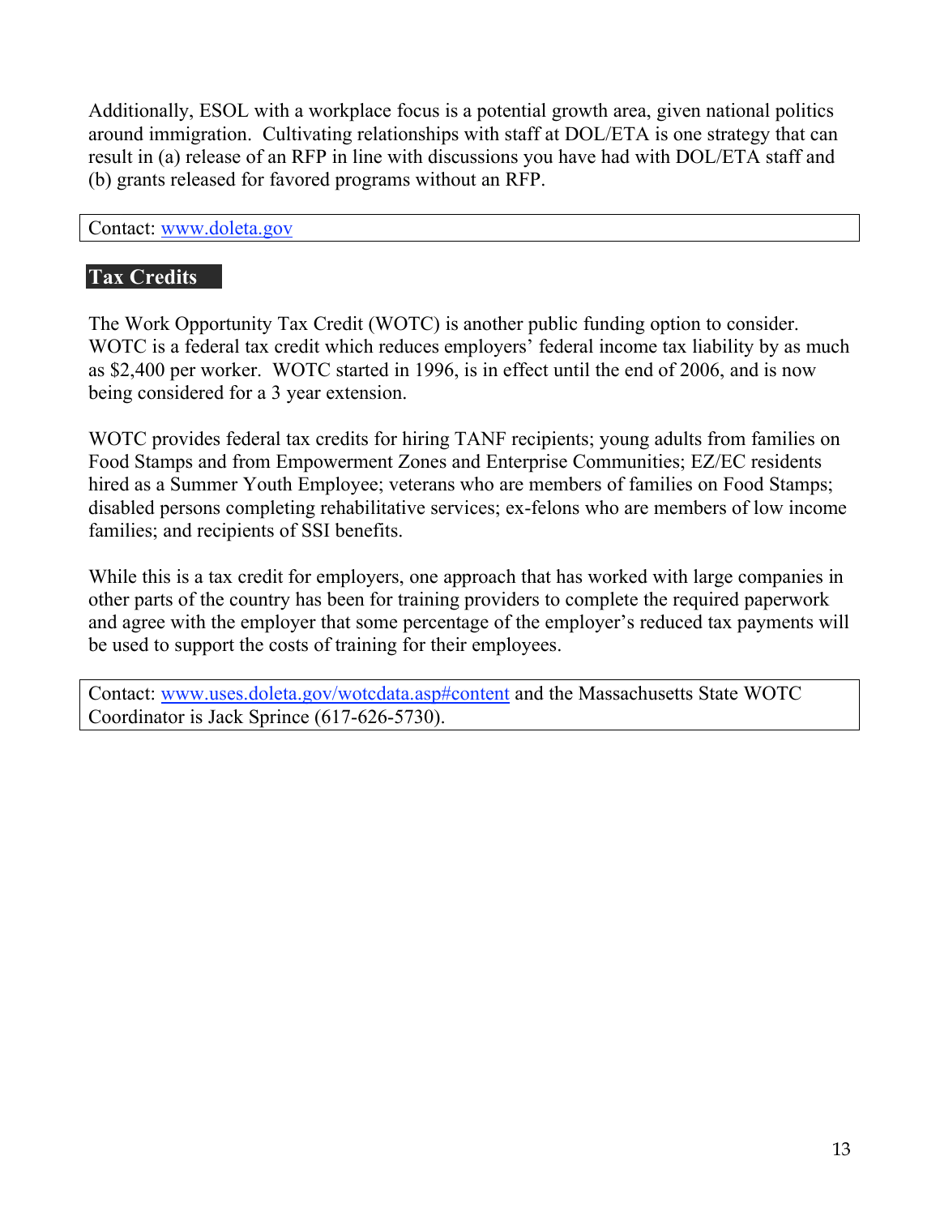Additionally, ESOL with a workplace focus is a potential growth area, given national politics around immigration. Cultivating relationships with staff at DOL/ETA is one strategy that can result in (a) release of an RFP in line with discussions you have had with DOL/ETA staff and (b) grants released for favored programs without an RFP.

Contact: www.doleta.gov

## Tax Credits

The Work Opportunity Tax Credit (WOTC) is another public funding option to consider. WOTC is a federal tax credit which reduces employers' federal income tax liability by as much as $2,400 per worker. WOTC started in 1996, is in effect until the end of 2006, and is now being considered for a 3 year extension.

WOTC provides federal tax credits for hiring TANF recipients; young adults from families on Food Stamps and from Empowerment Zones and Enterprise Communities; EZ/EC residents hired as a Summer Youth Employee; veterans who are members of families on Food Stamps; disabled persons completing rehabilitative services; ex-felons who are members of low income families; and recipients of SSI benefits.

While this is a tax credit for employers, one approach that has worked with large companies in other parts of the country has been for training providers to complete the required paperwork and agree with the employer that some percentage of the employer's reduced tax payments will be used to support the costs of training for their employees.

Contact: www.uses.doleta.gov/wotcdata.asp#content and the Massachusetts State WOTC Coordinator is Jack Sprince (617-626-5730).